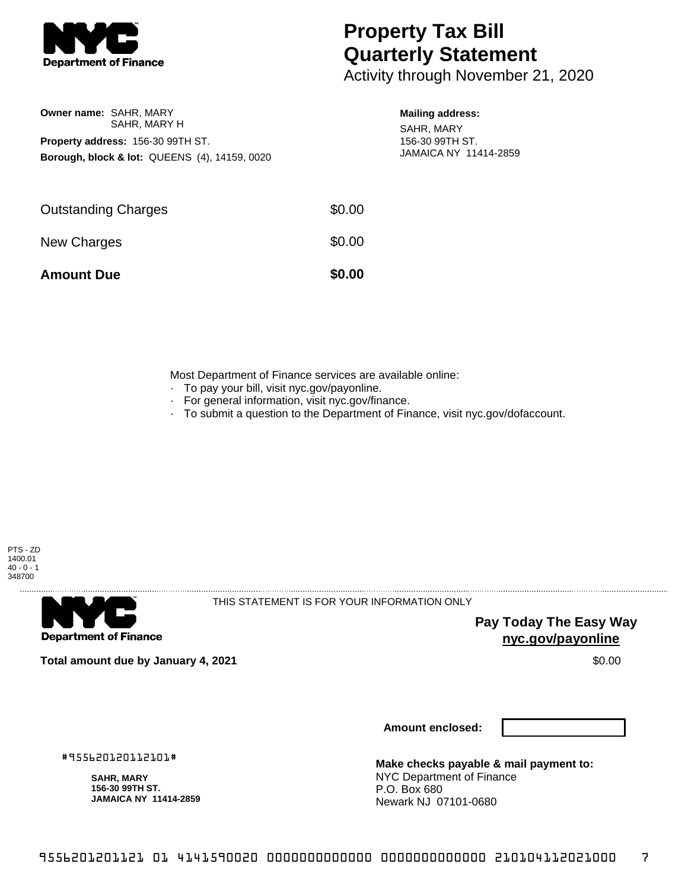# Property Tax Bill Quarterly Statement

Activity through November 21, 2020

**Owner name:** SAHR, MARY
SAHR, MARY H

**Property address:** 156-30 99TH ST.

**Borough, block & lot:** QUEENS (4), 14159, 0020

**Mailing address:**

SAHR, MARY
156-30 99TH ST.
JAMAICA NY 11414-2859

| | |
|---|---|
| Outstanding Charges | $0.00 |
| New Charges | $0.00 |
| **Amount Due** | **$0.00** |

Most Department of Finance services are available online:

- To pay your bill, visit nyc.gov/payonline.
- For general information, visit nyc.gov/finance.
- To submit a question to the Department of Finance, visit nyc.gov/dofaccount.

PTS - ZD
1400.01
40 - 0 - 1
348700

THIS STATEMENT IS FOR YOUR INFORMATION ONLY

**Pay Today The Easy Way**
**nyc.gov/payonline**

**Total amount due by January 4, 2021** $0.00

**Amount enclosed:**

#955620120112101#

**SAHR, MARY**
**156-30 99TH ST.**
**JAMAICA NY 11414-2859**

**Make checks payable & mail payment to:**
NYC Department of Finance
P.O. Box 680
Newark NJ 07101-0680

9556201201121 01 4141590020 0000000000000 0000000000000 210104112021000 7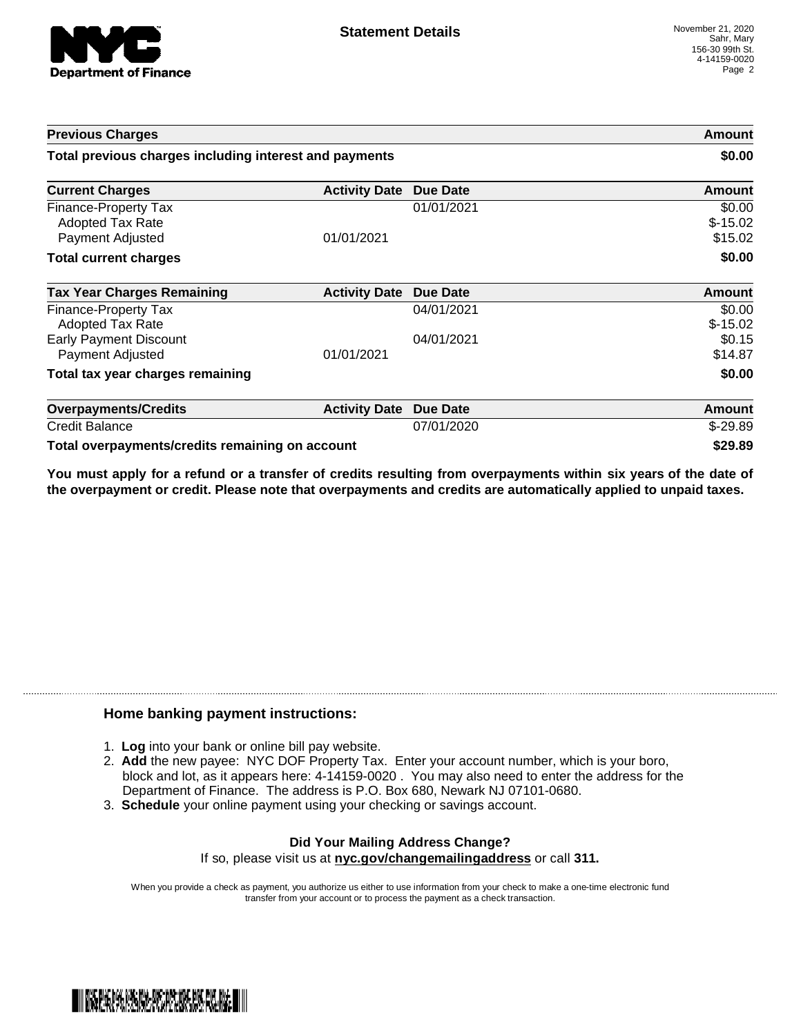# Statement Details

November 21, 2020
Sahr, Mary
156-30 99th St.
4-14159-0020

| Previous Charges | | | Amount |
| --- | --- | --- | --- |
| **Total previous charges including interest and payments** | | | **$0.00** |

| Current Charges | Activity Date | Due Date | Amount |
| --- | --- | --- | --- |
| Finance-Property Tax | | 01/01/2021 | $0.00 |
| Adopted Tax Rate | | | $-15.02 |
| Payment Adjusted | 01/01/2021 | | $15.02 |
| **Total current charges** | | | **$0.00** |

| Tax Year Charges Remaining | Activity Date | Due Date | Amount |
| --- | --- | --- | --- |
| Finance-Property Tax | | 04/01/2021 | $0.00 |
| Adopted Tax Rate | | | $-15.02 |
| Early Payment Discount | | 04/01/2021 | $0.15 |
| Payment Adjusted | 01/01/2021 | | $14.87 |
| **Total tax year charges remaining** | | | **$0.00** |

| Overpayments/Credits | Activity Date | Due Date | Amount |
| --- | --- | --- | --- |
| Credit Balance | | 07/01/2020 | $-29.89 |
| **Total overpayments/credits remaining on account** | | | **$29.89** |

**You must apply for a refund or a transfer of credits resulting from overpayments within six years of the date of the overpayment or credit. Please note that overpayments and credits are automatically applied to unpaid taxes.**

## Home banking payment instructions:

1. **Log** into your bank or online bill pay website.
2. **Add** the new payee: NYC DOF Property Tax. Enter your account number, which is your boro, block and lot, as it appears here: 4-14159-0020 . You may also need to enter the address for the Department of Finance. The address is P.O. Box 680, Newark NJ 07101-0680.
3. **Schedule** your online payment using your checking or savings account.

**Did Your Mailing Address Change?**
If so, please visit us at **nyc.gov/changemailingaddress** or call **311.**

When you provide a check as payment, you authorize us either to use information from your check to make a one-time electronic fund transfer from your account or to process the payment as a check transaction.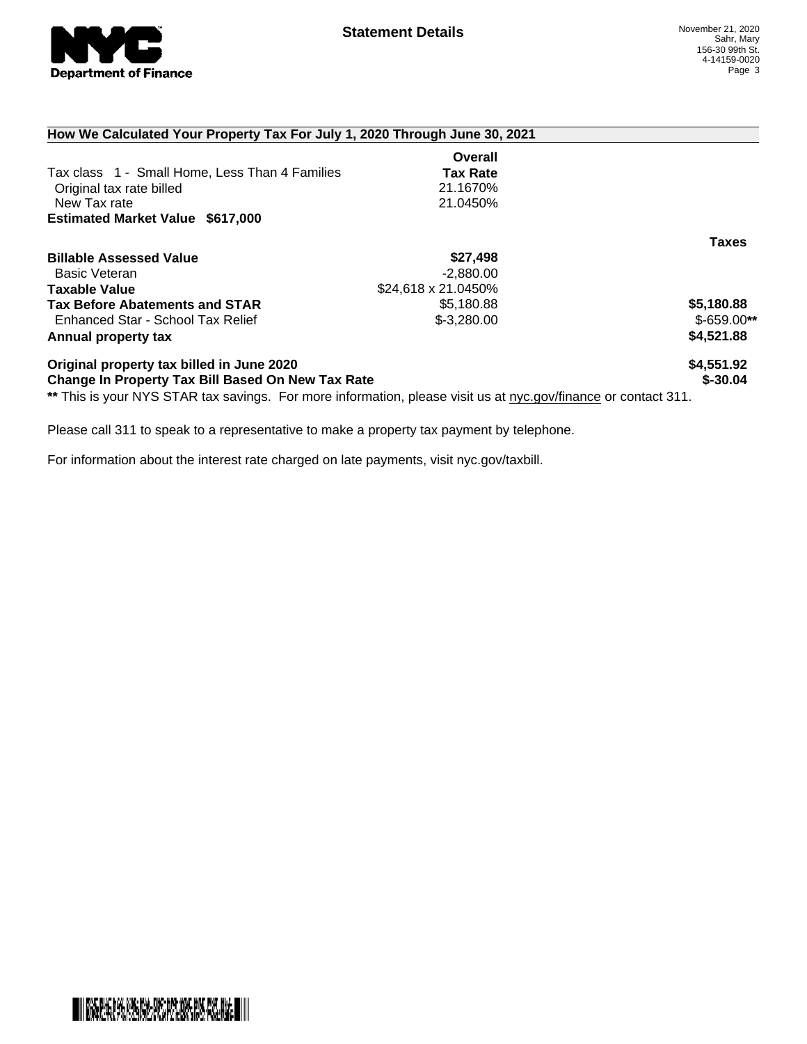## Statement Details

November 21, 2020
Sahr, Mary
156-30 99th St.
4-14159-0020

### How We Calculated Your Property Tax For July 1, 2020 Through June 30, 2021

| | Overall Tax Rate | Taxes |
|---|---|---|
| Tax class 1 - Small Home, Less Than 4 Families | | |
| Original tax rate billed | 21.1670% | |
| New Tax rate | 21.0450% | |
| **Estimated Market Value $617,000** | | |
| **Billable Assessed Value** | **$27,498** | |
| Basic Veteran | -2,880.00 | |
| **Taxable Value** | $24,618 x 21.0450% | |
| **Tax Before Abatements and STAR** | $5,180.88 | **$5,180.88** |
| Enhanced Star - School Tax Relief | $-3,280.00 | $-659.00** |
| **Annual property tax** | | **$4,521.88** |
| **Original property tax billed in June 2020** | | **$4,551.92** |
| **Change In Property Tax Bill Based On New Tax Rate** | | **$-30.04** |

** This is your NYS STAR tax savings. For more information, please visit us at nyc.gov/finance or contact 311.

Please call 311 to speak to a representative to make a property tax payment by telephone.

For information about the interest rate charged on late payments, visit nyc.gov/taxbill.